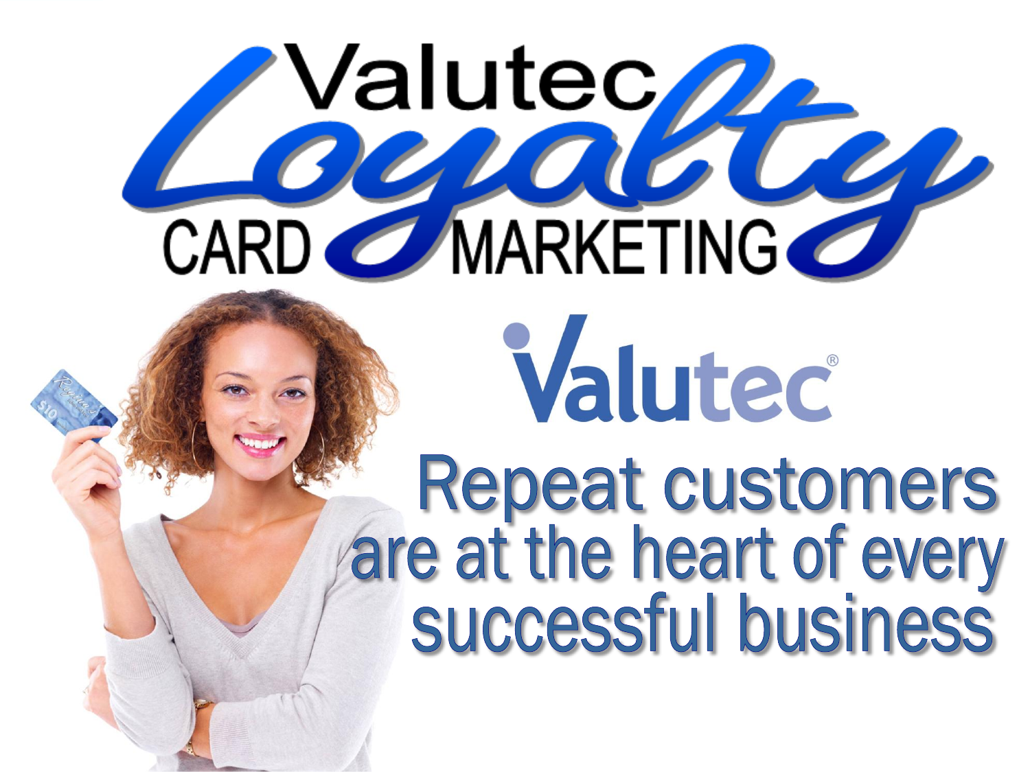# Valutec Loyalty

## CARD MARKETING

Valutec®

Repeat customers are at the heart of every successful business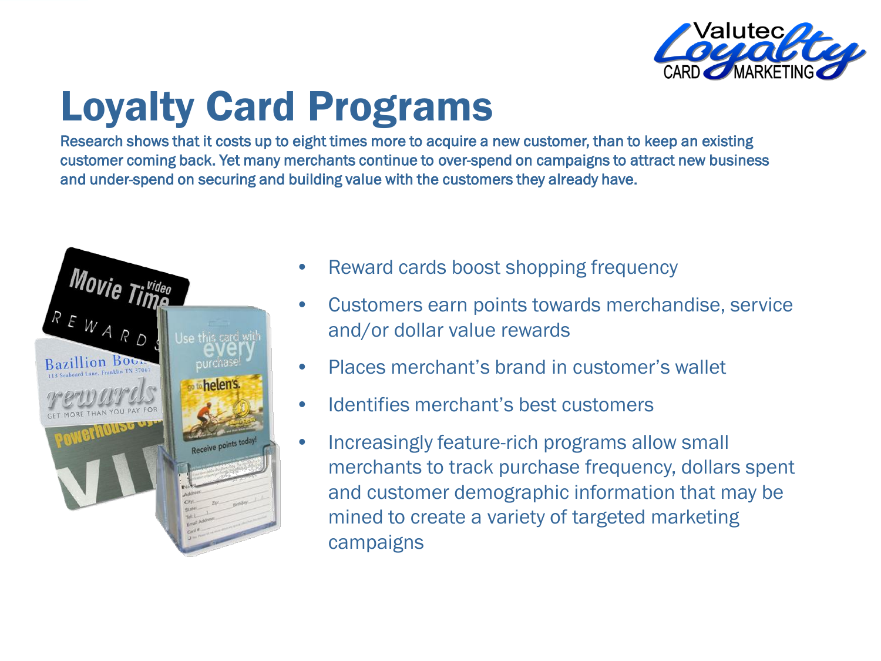# Loyalty Card Programs

Research shows that it costs up to eight times more to acquire a new customer, than to keep an existing customer coming back. Yet many merchants continue to over-spend on campaigns to attract new business and under-spend on securing and building value with the customers they already have.

- Reward cards boost shopping frequency
- Customers earn points towards merchandise, service and/or dollar value rewards
- Places merchant's brand in customer's wallet
- Identifies merchant's best customers
- Increasingly feature-rich programs allow small merchants to track purchase frequency, dollars spent and customer demographic information that may be mined to create a variety of targeted marketing campaigns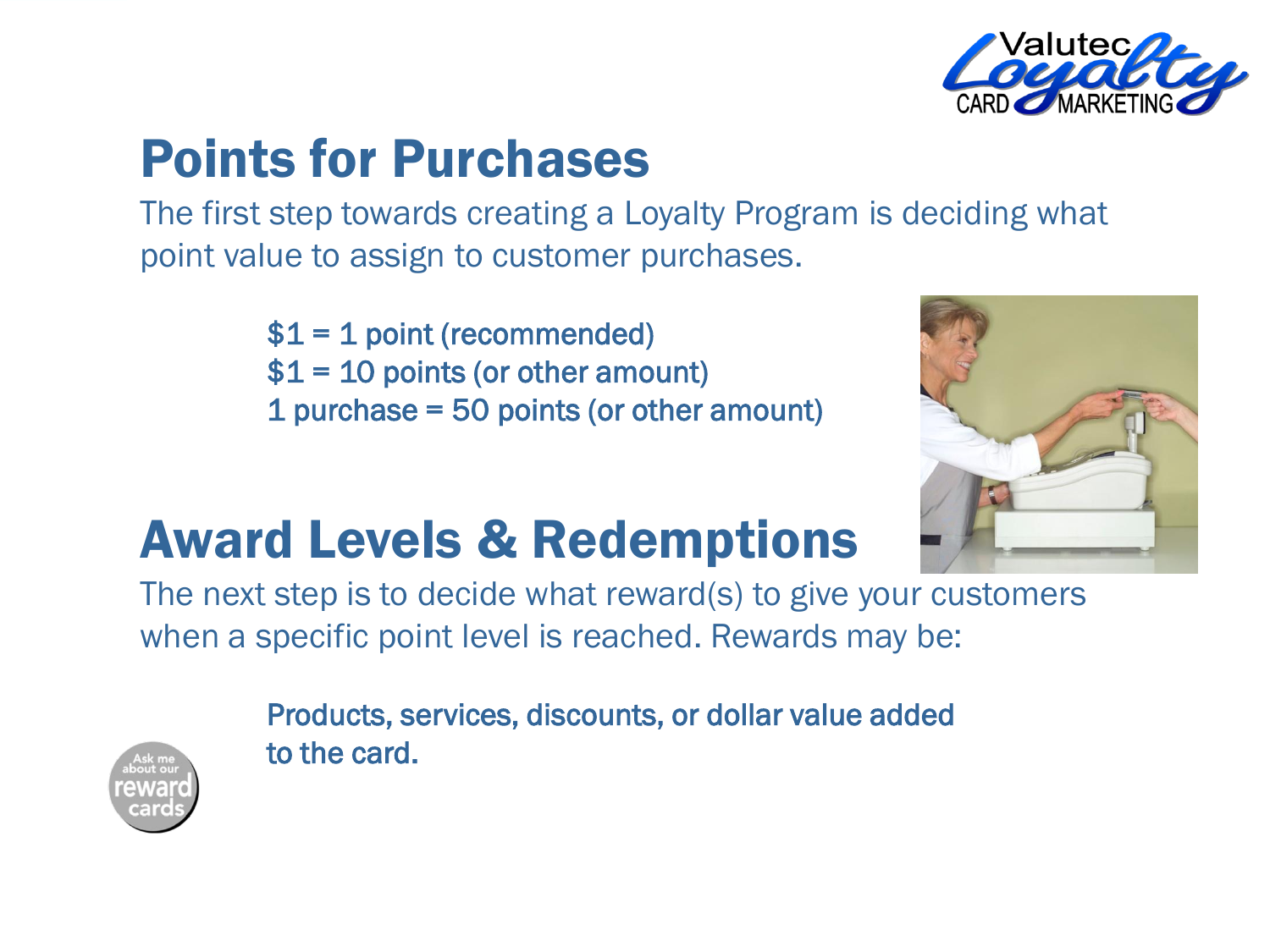## Points for Purchases

The first step towards creating a Loyalty Program is deciding what point value to assign to customer purchases.

$1 = 1 point (recommended)
$1 = 10 points (or other amount)
1 purchase = 50 points (or other amount)

## Award Levels & Redemptions

The next step is to decide what reward(s) to give your customers when a specific point level is reached. Rewards may be:

Products, services, discounts, or dollar value added to the card.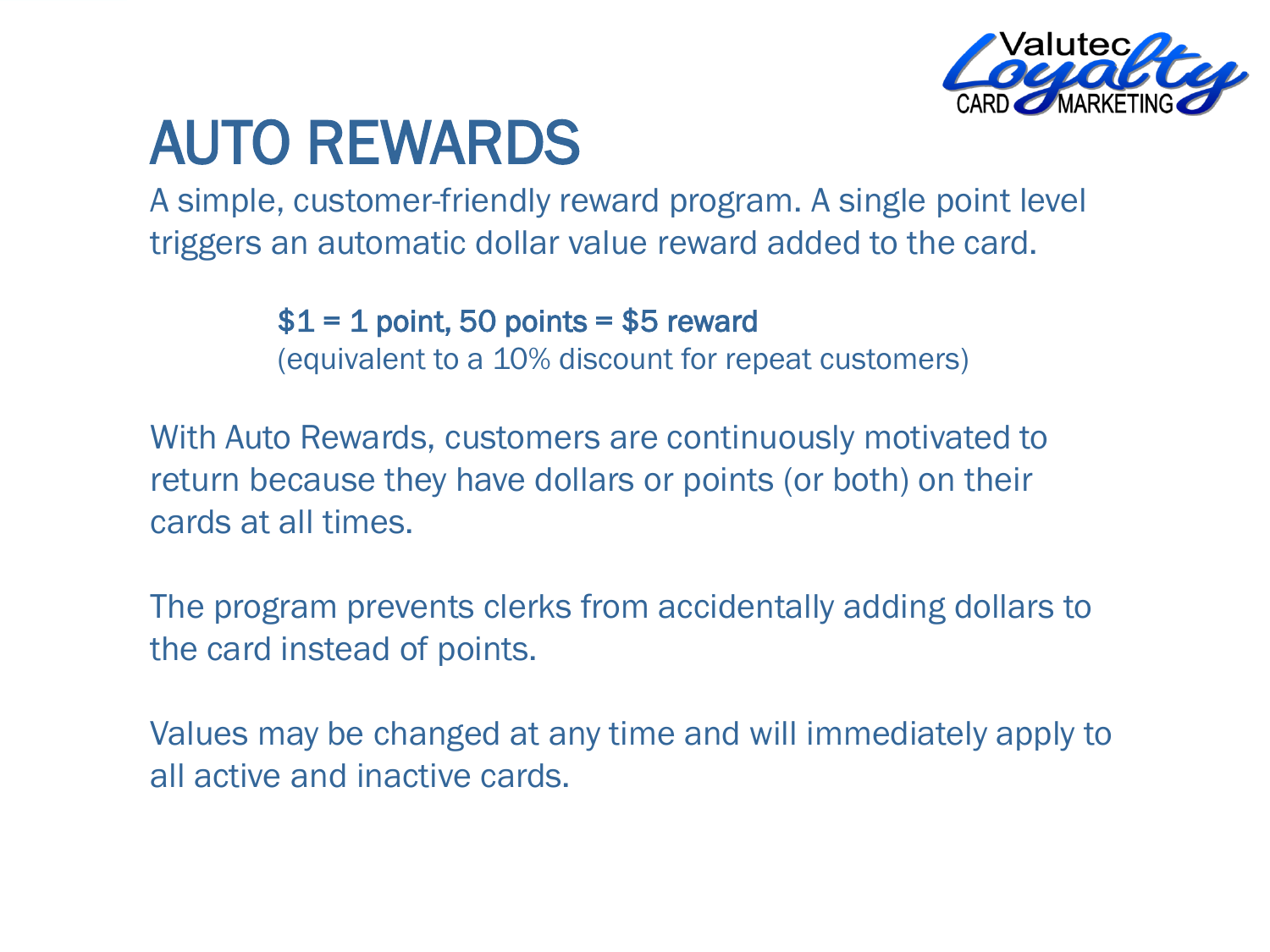# AUTO REWARDS

A simple, customer-friendly reward program. A single point level triggers an automatic dollar value reward added to the card.

> $1 = 1 point, 50 points = $5 reward
> (equivalent to a 10% discount for repeat customers)

With Auto Rewards, customers are continuously motivated to return because they have dollars or points (or both) on their cards at all times.

The program prevents clerks from accidentally adding dollars to the card instead of points.

Values may be changed at any time and will immediately apply to all active and inactive cards.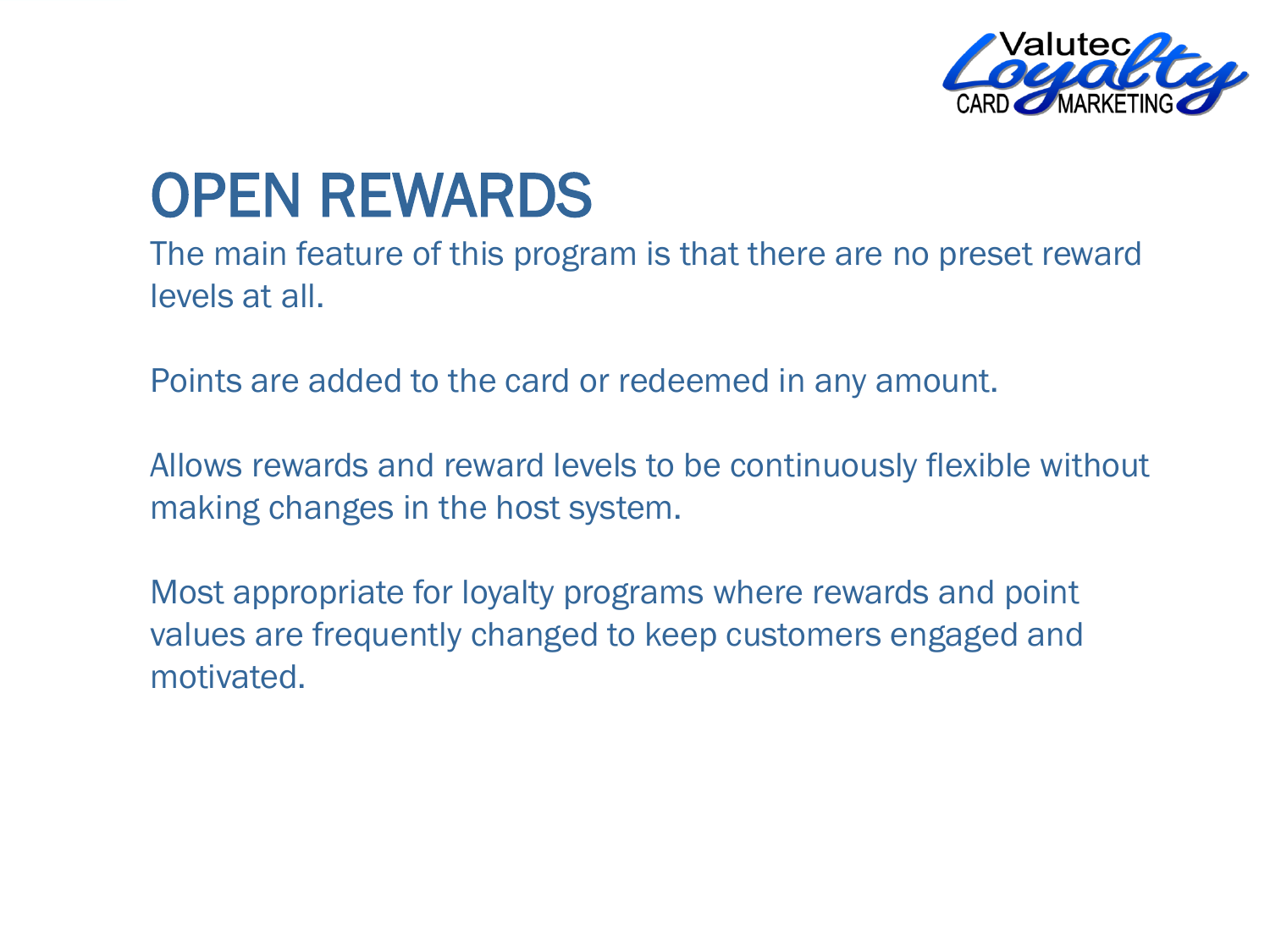# OPEN REWARDS

The main feature of this program is that there are no preset reward levels at all.

Points are added to the card or redeemed in any amount.

Allows rewards and reward levels to be continuously flexible without making changes in the host system.

Most appropriate for loyalty programs where rewards and point values are frequently changed to keep customers engaged and motivated.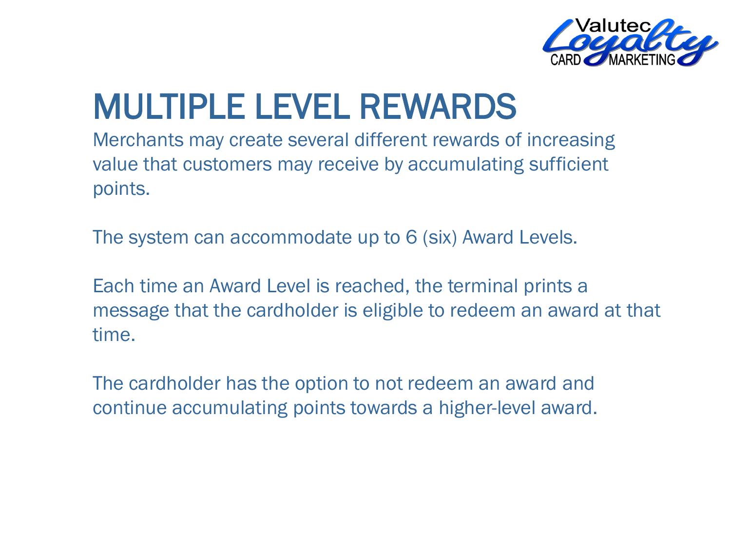# MULTIPLE LEVEL REWARDS

Merchants may create several different rewards of increasing value that customers may receive by accumulating sufficient points.

The system can accommodate up to 6 (six) Award Levels.

Each time an Award Level is reached, the terminal prints a message that the cardholder is eligible to redeem an award at that time.

The cardholder has the option to not redeem an award and continue accumulating points towards a higher-level award.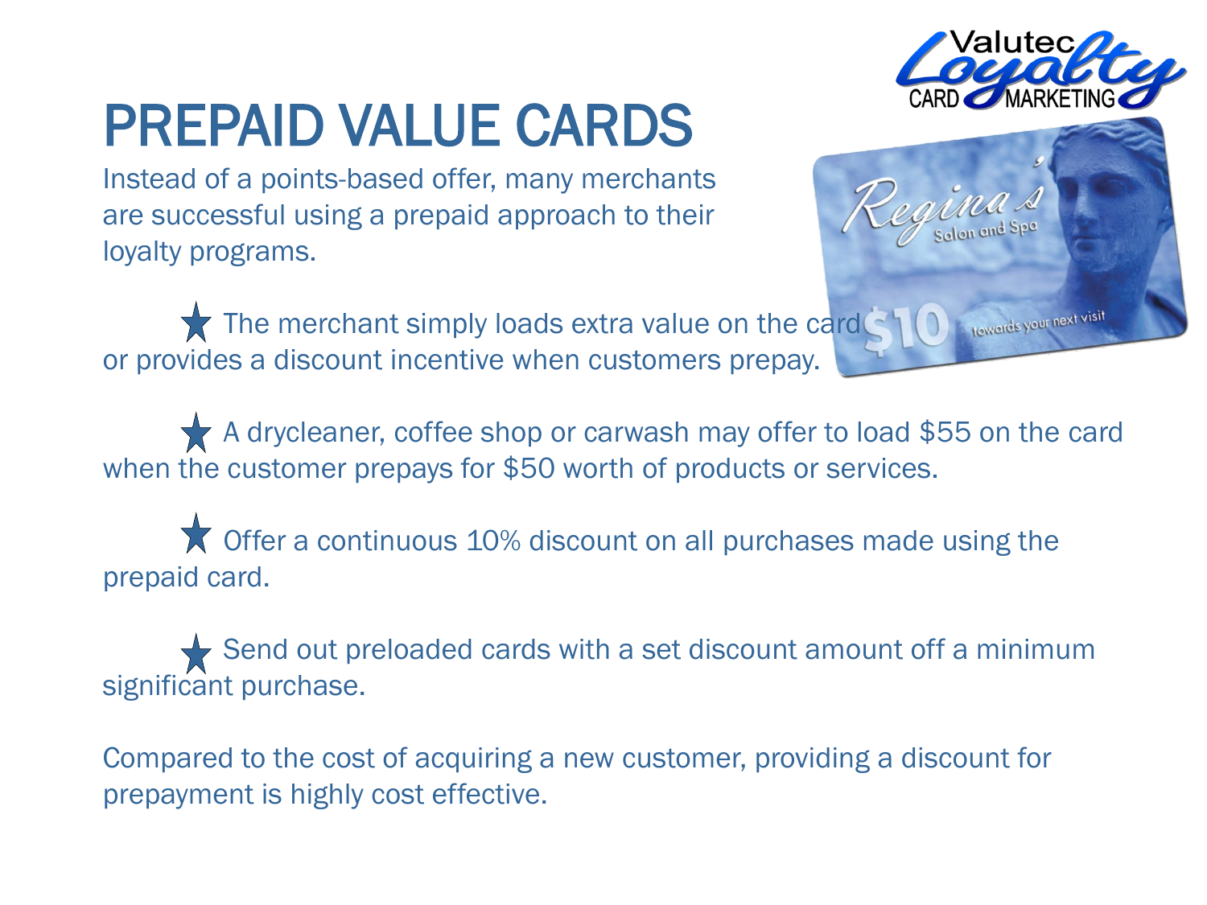# PREPAID VALUE CARDS

Instead of a points-based offer, many merchants are successful using a prepaid approach to their loyalty programs.

- The merchant simply loads extra value on the card or provides a discount incentive when customers prepay.

- A drycleaner, coffee shop or carwash may offer to load $55 on the card when the customer prepays for $50 worth of products or services.

- Offer a continuous 10% discount on all purchases made using the prepaid card.

- Send out preloaded cards with a set discount amount off a minimum significant purchase.

Compared to the cost of acquiring a new customer, providing a discount for prepayment is highly cost effective.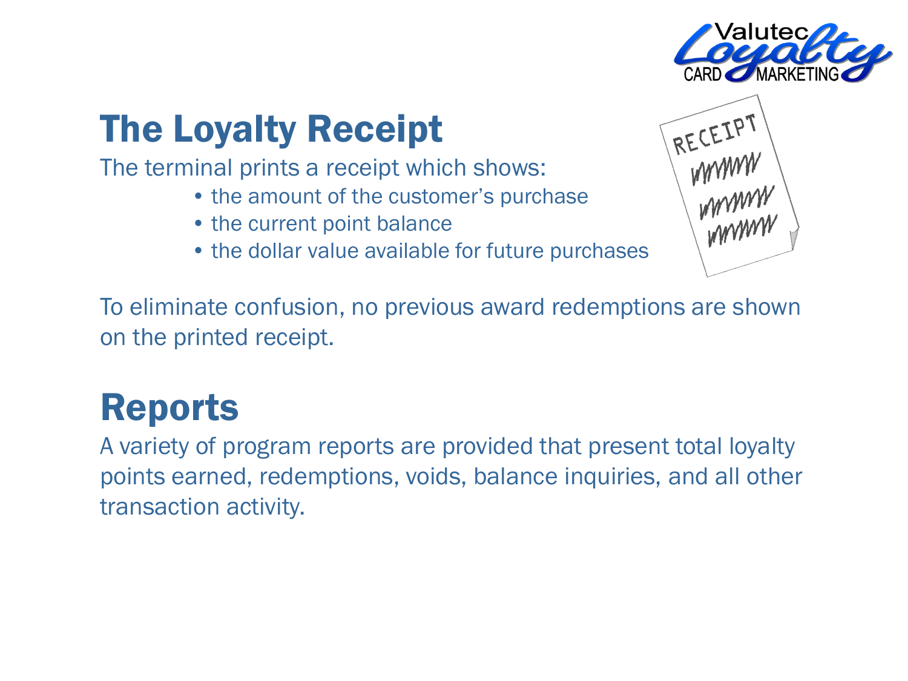## The Loyalty Receipt

The terminal prints a receipt which shows:

- the amount of the customer's purchase
- the current point balance
- the dollar value available for future purchases

To eliminate confusion, no previous award redemptions are shown on the printed receipt.

## Reports

A variety of program reports are provided that present total loyalty points earned, redemptions, voids, balance inquiries, and all other transaction activity.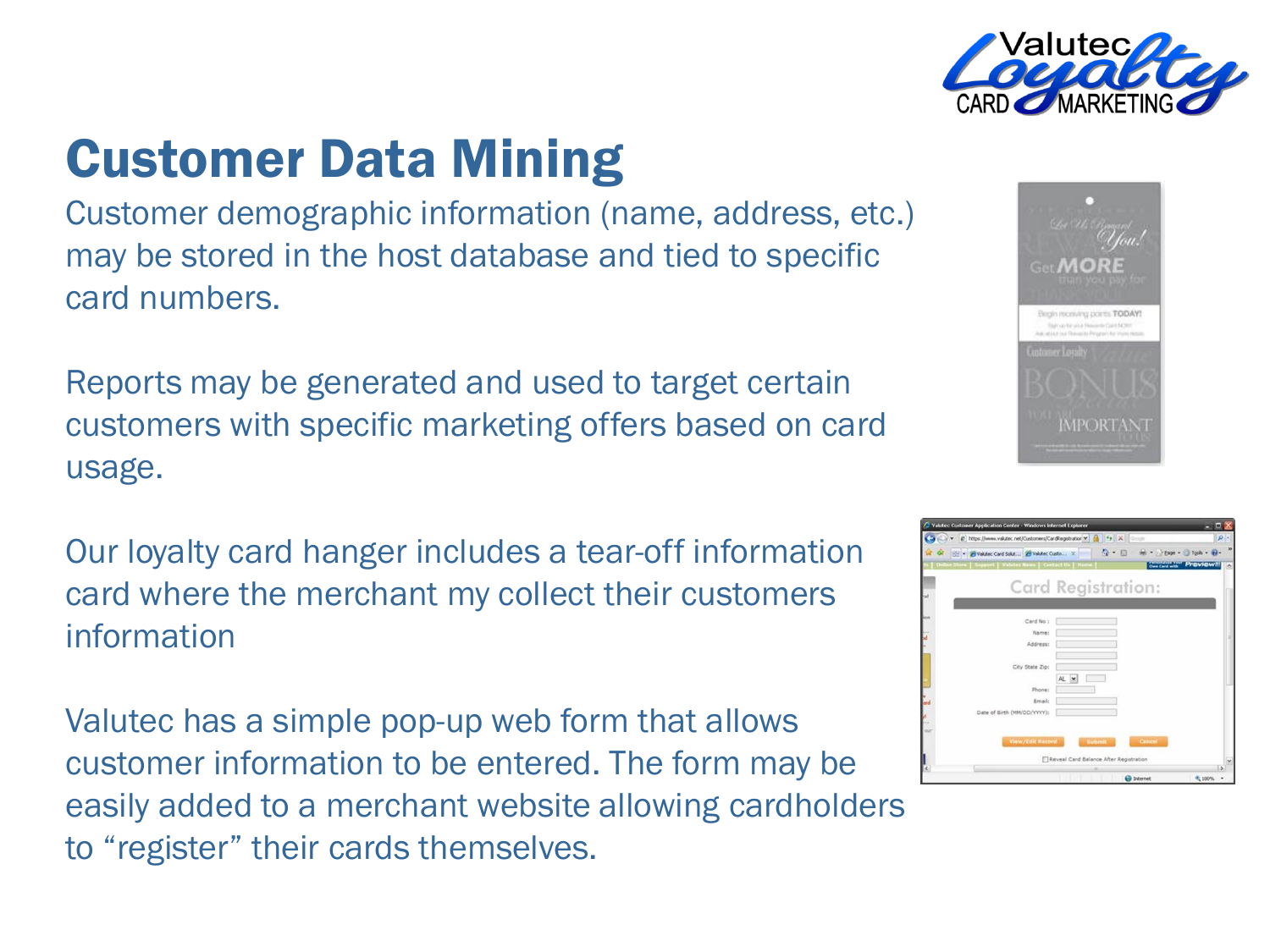# Customer Data Mining

Customer demographic information (name, address, etc.) may be stored in the host database and tied to specific card numbers.

Reports may be generated and used to target certain customers with specific marketing offers based on card usage.

Our loyalty card hanger includes a tear-off information card where the merchant my collect their customers information

Valutec has a simple pop-up web form that allows customer information to be entered. The form may be easily added to a merchant website allowing cardholders to “register” their cards themselves.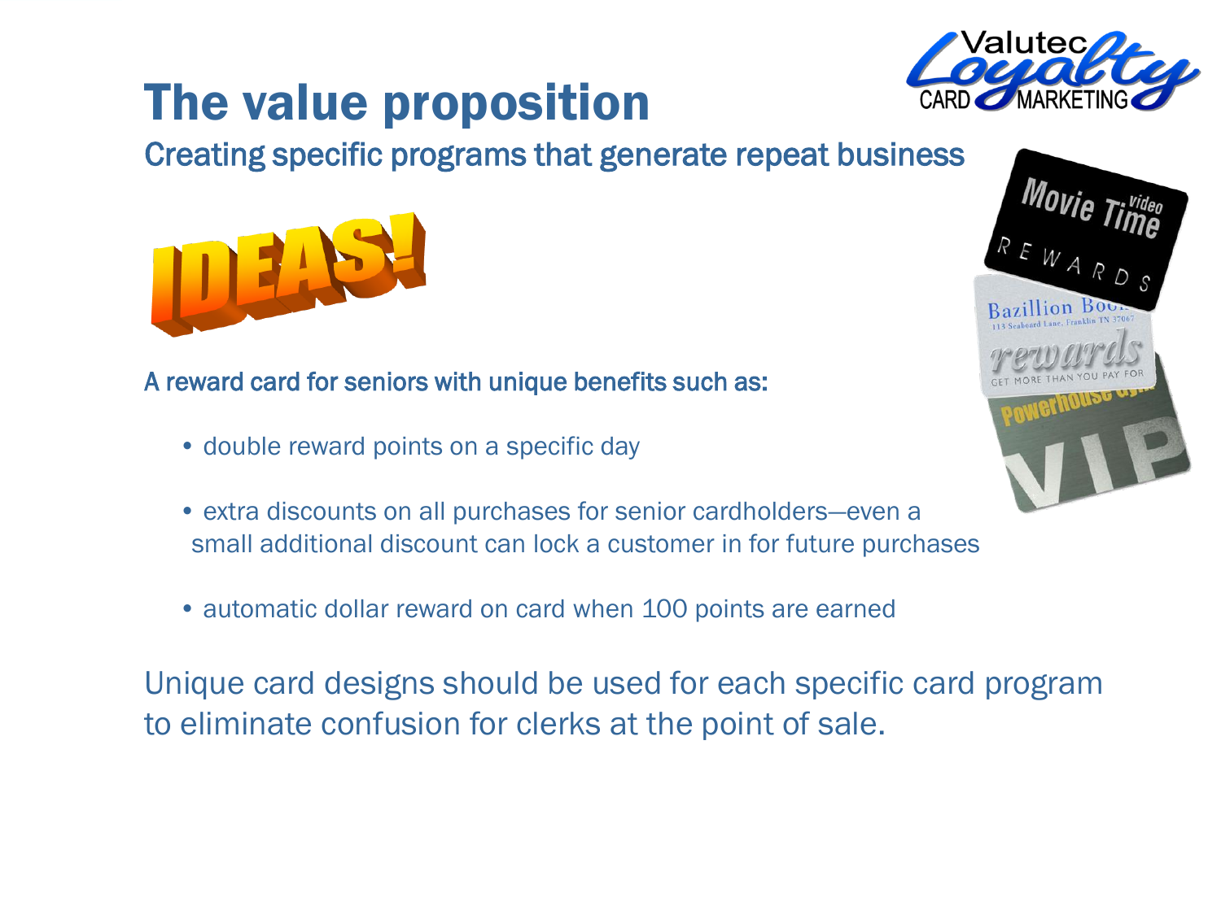# The value proposition

## Creating specific programs that generate repeat business

IDEAS!

A reward card for seniors with unique benefits such as:

- double reward points on a specific day
- extra discounts on all purchases for senior cardholders—even a small additional discount can lock a customer in for future purchases
- automatic dollar reward on card when 100 points are earned

Unique card designs should be used for each specific card program to eliminate confusion for clerks at the point of sale.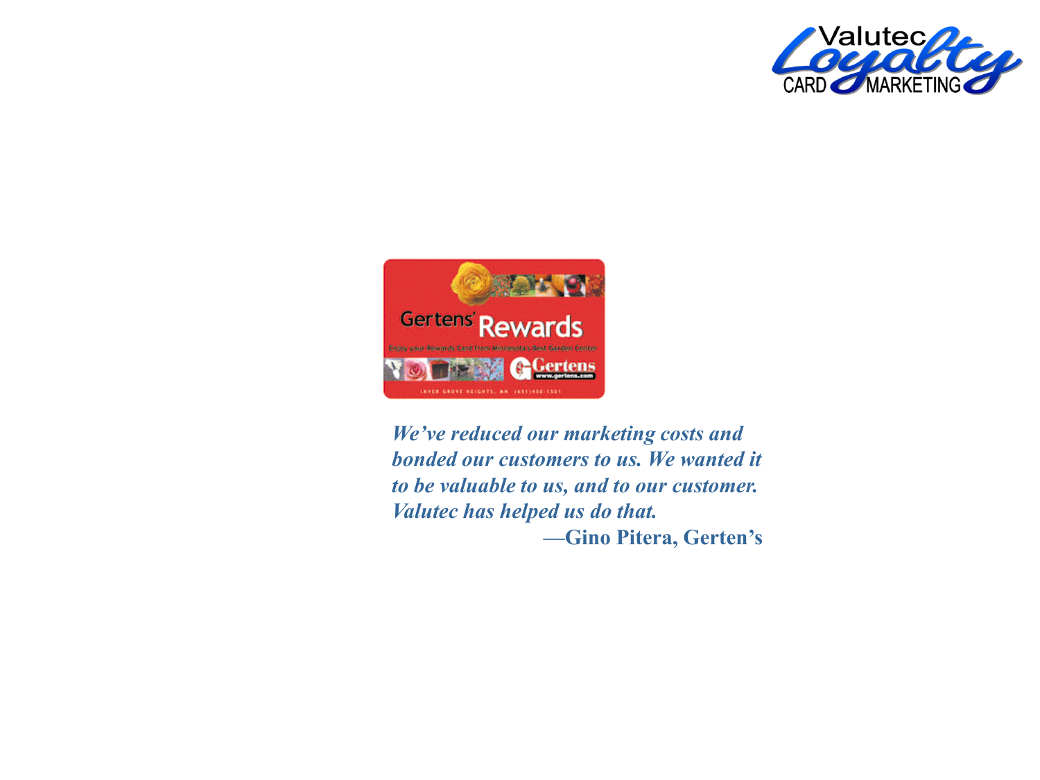*We've reduced our marketing costs and bonded our customers to us. We wanted it to be valuable to us, and to our customer. Valutec has helped us do that.*

**—Gino Pitera, Gerten's**